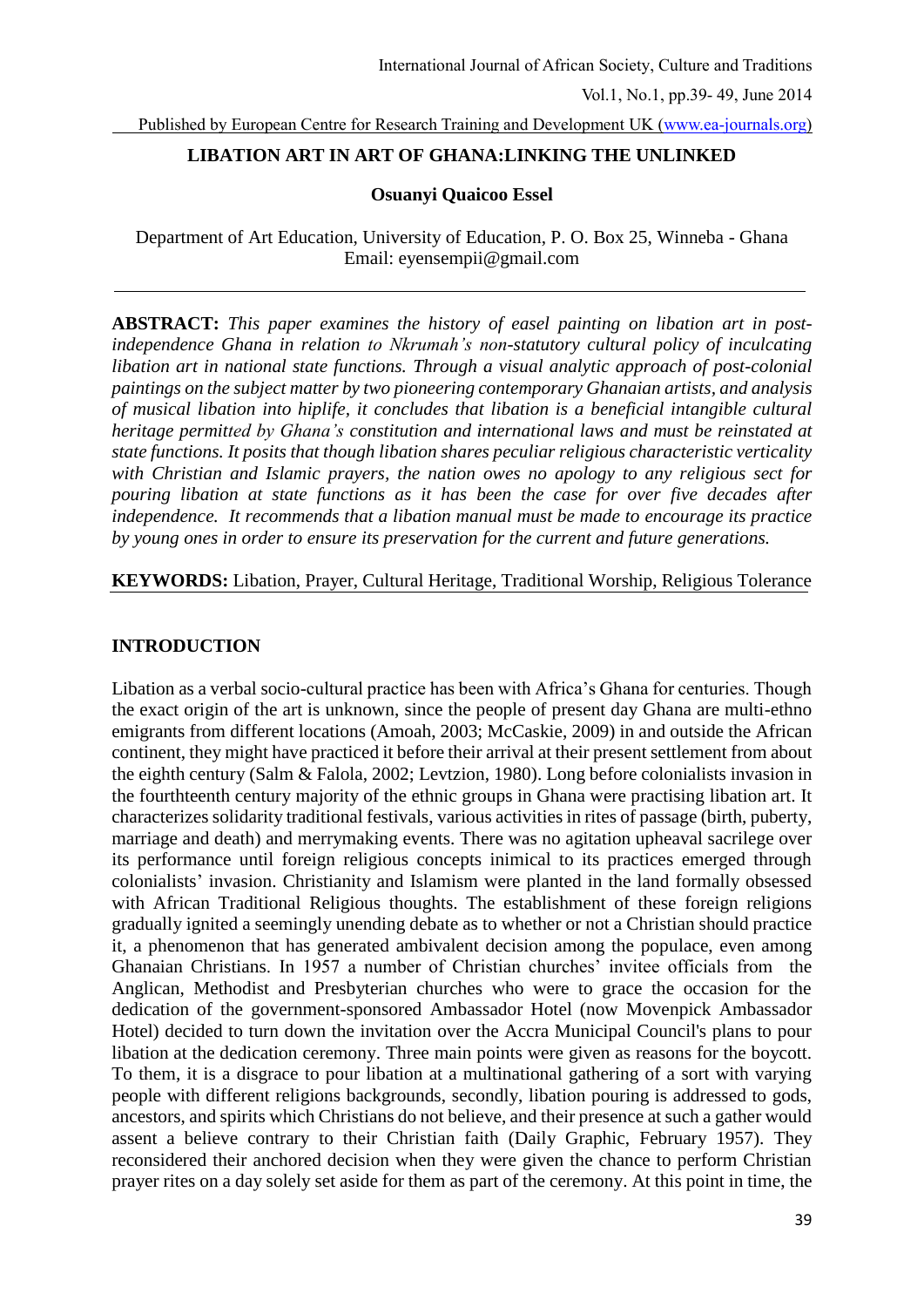# LIBATION ART IN ART OF GHANA:LINKING THE UNLINKED

**Osuanyi Quaicoo Essel**

Department of Art Education, University of Education, P. O. Box 25, Winneba - Ghana
Email: eyensempii@gmail.com

---

**ABSTRACT:** *This paper examines the history of easel painting on libation art in post-independence Ghana in relation to Nkrumah's non-statutory cultural policy of inculcating libation art in national state functions. Through a visual analytic approach of post-colonial paintings on the subject matter by two pioneering contemporary Ghanaian artists, and analysis of musical libation into hiplife, it concludes that libation is a beneficial intangible cultural heritage permitted by Ghana's constitution and international laws and must be reinstated at state functions. It posits that though libation shares peculiar religious characteristic verticality with Christian and Islamic prayers, the nation owes no apology to any religious sect for pouring libation at state functions as it has been the case for over five decades after independence. It recommends that a libation manual must be made to encourage its practice by young ones in order to ensure its preservation for the current and future generations.*

**KEYWORDS:** Libation, Prayer, Cultural Heritage, Traditional Worship, Religious Tolerance

## INTRODUCTION

Libation as a verbal socio-cultural practice has been with Africa's Ghana for centuries. Though the exact origin of the art is unknown, since the people of present day Ghana are multi-ethno emigrants from different locations (Amoah, 2003; McCaskie, 2009) in and outside the African continent, they might have practiced it before their arrival at their present settlement from about the eighth century (Salm & Falola, 2002; Levtzion, 1980). Long before colonialists invasion in the fourthteenth century majority of the ethnic groups in Ghana were practising libation art. It characterizes solidarity traditional festivals, various activities in rites of passage (birth, puberty, marriage and death) and merrymaking events. There was no agitation upheaval sacrilege over its performance until foreign religious concepts inimical to its practices emerged through colonialists' invasion. Christianity and Islamism were planted in the land formally obsessed with African Traditional Religious thoughts. The establishment of these foreign religions gradually ignited a seemingly unending debate as to whether or not a Christian should practice it, a phenomenon that has generated ambivalent decision among the populace, even among Ghanaian Christians. In 1957 a number of Christian churches' invitee officials from the Anglican, Methodist and Presbyterian churches who were to grace the occasion for the dedication of the government-sponsored Ambassador Hotel (now Movenpick Ambassador Hotel) decided to turn down the invitation over the Accra Municipal Council's plans to pour libation at the dedication ceremony. Three main points were given as reasons for the boycott. To them, it is a disgrace to pour libation at a multinational gathering of a sort with varying people with different religions backgrounds, secondly, libation pouring is addressed to gods, ancestors, and spirits which Christians do not believe, and their presence at such a gather would assent a believe contrary to their Christian faith (Daily Graphic, February 1957). They reconsidered their anchored decision when they were given the chance to perform Christian prayer rites on a day solely set aside for them as part of the ceremony. At this point in time, the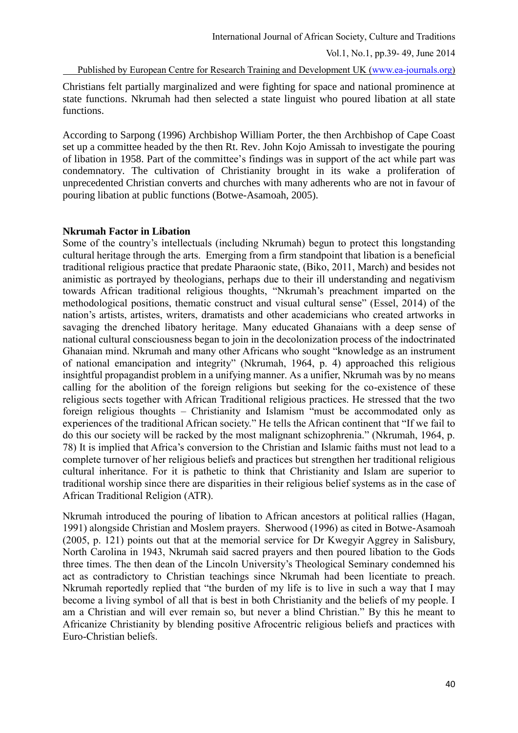Christians felt partially marginalized and were fighting for space and national prominence at state functions. Nkrumah had then selected a state linguist who poured libation at all state functions.

According to Sarpong (1996) Archbishop William Porter, the then Archbishop of Cape Coast set up a committee headed by the then Rt. Rev. John Kojo Amissah to investigate the pouring of libation in 1958. Part of the committee's findings was in support of the act while part was condemnatory. The cultivation of Christianity brought in its wake a proliferation of unprecedented Christian converts and churches with many adherents who are not in favour of pouring libation at public functions (Botwe-Asamoah, 2005).

**Nkrumah Factor in Libation**

Some of the country's intellectuals (including Nkrumah) begun to protect this longstanding cultural heritage through the arts. Emerging from a firm standpoint that libation is a beneficial traditional religious practice that predate Pharaonic state, (Biko, 2011, March) and besides not animistic as portrayed by theologians, perhaps due to their ill understanding and negativism towards African traditional religious thoughts, "Nkrumah's preachment imparted on the methodological positions, thematic construct and visual cultural sense" (Essel, 2014) of the nation's artists, artistes, writers, dramatists and other academicians who created artworks in savaging the drenched libatory heritage. Many educated Ghanaians with a deep sense of national cultural consciousness began to join in the decolonization process of the indoctrinated Ghanaian mind. Nkrumah and many other Africans who sought "knowledge as an instrument of national emancipation and integrity" (Nkrumah, 1964, p. 4) approached this religious insightful propagandist problem in a unifying manner. As a unifier, Nkrumah was by no means calling for the abolition of the foreign religions but seeking for the co-existence of these religious sects together with African Traditional religious practices. He stressed that the two foreign religious thoughts – Christianity and Islamism "must be accommodated only as experiences of the traditional African society." He tells the African continent that "If we fail to do this our society will be racked by the most malignant schizophrenia." (Nkrumah, 1964, p. 78) It is implied that Africa's conversion to the Christian and Islamic faiths must not lead to a complete turnover of her religious beliefs and practices but strengthen her traditional religious cultural inheritance. For it is pathetic to think that Christianity and Islam are superior to traditional worship since there are disparities in their religious belief systems as in the case of African Traditional Religion (ATR).

Nkrumah introduced the pouring of libation to African ancestors at political rallies (Hagan, 1991) alongside Christian and Moslem prayers. Sherwood (1996) as cited in Botwe-Asamoah (2005, p. 121) points out that at the memorial service for Dr Kwegyir Aggrey in Salisbury, North Carolina in 1943, Nkrumah said sacred prayers and then poured libation to the Gods three times. The then dean of the Lincoln University's Theological Seminary condemned his act as contradictory to Christian teachings since Nkrumah had been licentiate to preach. Nkrumah reportedly replied that "the burden of my life is to live in such a way that I may become a living symbol of all that is best in both Christianity and the beliefs of my people. I am a Christian and will ever remain so, but never a blind Christian." By this he meant to Africanize Christianity by blending positive Afrocentric religious beliefs and practices with Euro-Christian beliefs.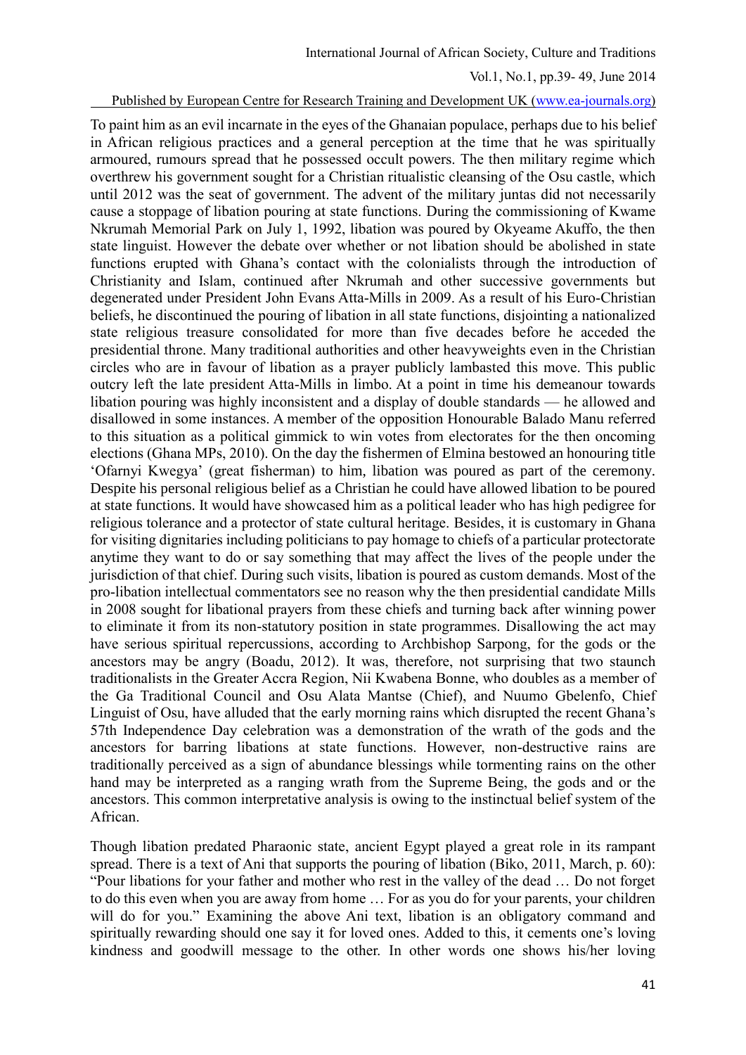To paint him as an evil incarnate in the eyes of the Ghanaian populace, perhaps due to his belief in African religious practices and a general perception at the time that he was spiritually armoured, rumours spread that he possessed occult powers. The then military regime which overthrew his government sought for a Christian ritualistic cleansing of the Osu castle, which until 2012 was the seat of government. The advent of the military juntas did not necessarily cause a stoppage of libation pouring at state functions. During the commissioning of Kwame Nkrumah Memorial Park on July 1, 1992, libation was poured by Okyeame Akuffo, the then state linguist. However the debate over whether or not libation should be abolished in state functions erupted with Ghana's contact with the colonialists through the introduction of Christianity and Islam, continued after Nkrumah and other successive governments but degenerated under President John Evans Atta-Mills in 2009. As a result of his Euro-Christian beliefs, he discontinued the pouring of libation in all state functions, disjointing a nationalized state religious treasure consolidated for more than five decades before he acceded the presidential throne. Many traditional authorities and other heavyweights even in the Christian circles who are in favour of libation as a prayer publicly lambasted this move. This public outcry left the late president Atta-Mills in limbo. At a point in time his demeanour towards libation pouring was highly inconsistent and a display of double standards — he allowed and disallowed in some instances. A member of the opposition Honourable Balado Manu referred to this situation as a political gimmick to win votes from electorates for the then oncoming elections (Ghana MPs, 2010). On the day the fishermen of Elmina bestowed an honouring title 'Ofarnyi Kwegya' (great fisherman) to him, libation was poured as part of the ceremony. Despite his personal religious belief as a Christian he could have allowed libation to be poured at state functions. It would have showcased him as a political leader who has high pedigree for religious tolerance and a protector of state cultural heritage. Besides, it is customary in Ghana for visiting dignitaries including politicians to pay homage to chiefs of a particular protectorate anytime they want to do or say something that may affect the lives of the people under the jurisdiction of that chief. During such visits, libation is poured as custom demands. Most of the pro-libation intellectual commentators see no reason why the then presidential candidate Mills in 2008 sought for libational prayers from these chiefs and turning back after winning power to eliminate it from its non-statutory position in state programmes. Disallowing the act may have serious spiritual repercussions, according to Archbishop Sarpong, for the gods or the ancestors may be angry (Boadu, 2012). It was, therefore, not surprising that two staunch traditionalists in the Greater Accra Region, Nii Kwabena Bonne, who doubles as a member of the Ga Traditional Council and Osu Alata Mantse (Chief), and Nuumo Gbelenfo, Chief Linguist of Osu, have alluded that the early morning rains which disrupted the recent Ghana's 57th Independence Day celebration was a demonstration of the wrath of the gods and the ancestors for barring libations at state functions. However, non-destructive rains are traditionally perceived as a sign of abundance blessings while tormenting rains on the other hand may be interpreted as a ranging wrath from the Supreme Being, the gods and or the ancestors. This common interpretative analysis is owing to the instinctual belief system of the African.

Though libation predated Pharaonic state, ancient Egypt played a great role in its rampant spread. There is a text of Ani that supports the pouring of libation (Biko, 2011, March, p. 60): "Pour libations for your father and mother who rest in the valley of the dead … Do not forget to do this even when you are away from home … For as you do for your parents, your children will do for you." Examining the above Ani text, libation is an obligatory command and spiritually rewarding should one say it for loved ones. Added to this, it cements one's loving kindness and goodwill message to the other. In other words one shows his/her loving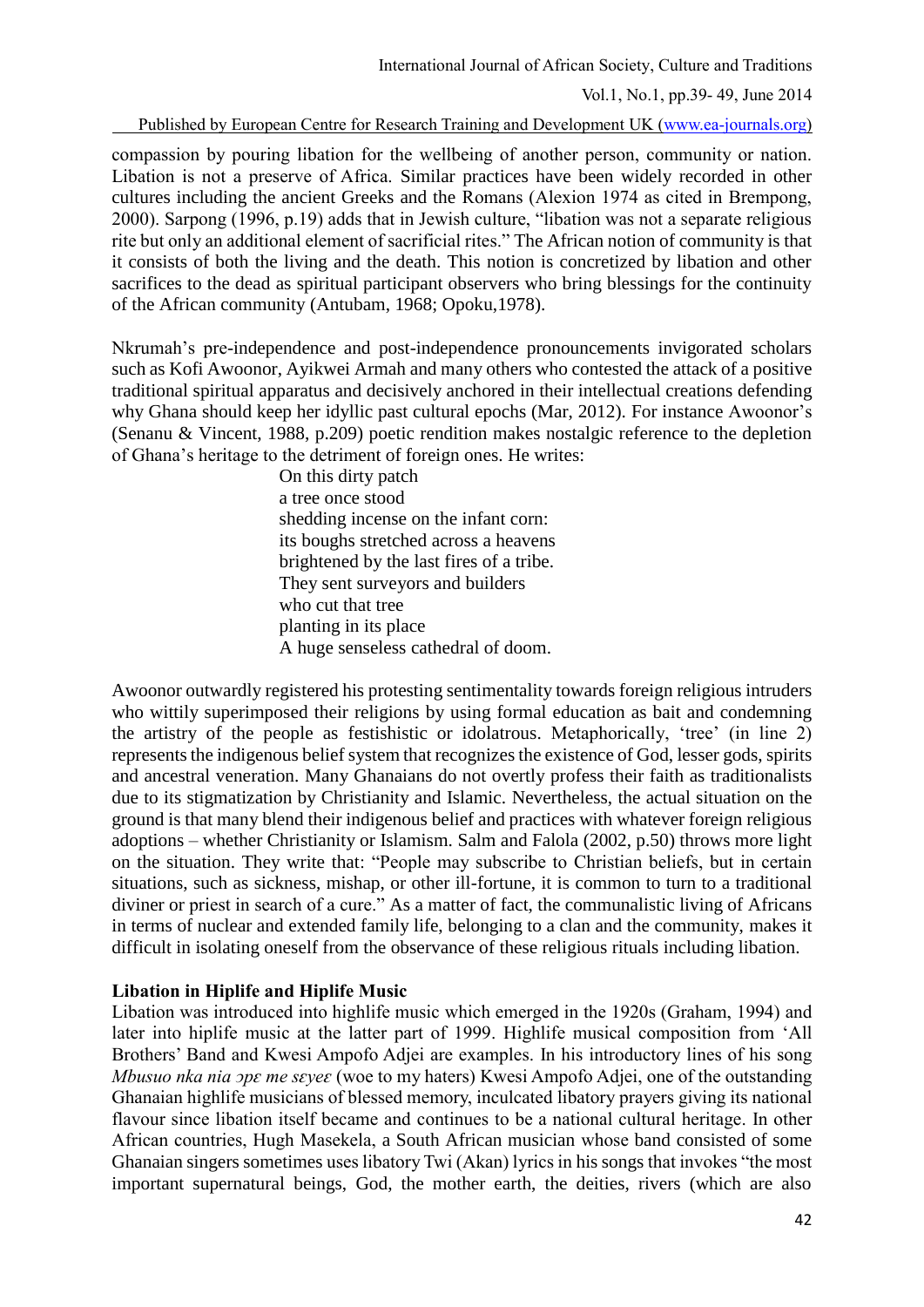compassion by pouring libation for the wellbeing of another person, community or nation. Libation is not a preserve of Africa. Similar practices have been widely recorded in other cultures including the ancient Greeks and the Romans (Alexion 1974 as cited in Brempong, 2000). Sarpong (1996, p.19) adds that in Jewish culture, "libation was not a separate religious rite but only an additional element of sacrificial rites." The African notion of community is that it consists of both the living and the death. This notion is concretized by libation and other sacrifices to the dead as spiritual participant observers who bring blessings for the continuity of the African community (Antubam, 1968; Opoku,1978).

Nkrumah's pre-independence and post-independence pronouncements invigorated scholars such as Kofi Awoonor, Ayikwei Armah and many others who contested the attack of a positive traditional spiritual apparatus and decisively anchored in their intellectual creations defending why Ghana should keep her idyllic past cultural epochs (Mar, 2012). For instance Awoonor's (Senanu & Vincent, 1988, p.209) poetic rendition makes nostalgic reference to the depletion of Ghana's heritage to the detriment of foreign ones. He writes:

> On this dirty patch
> a tree once stood
> shedding incense on the infant corn:
> its boughs stretched across a heavens
> brightened by the last fires of a tribe.
> They sent surveyors and builders
> who cut that tree
> planting in its place
> A huge senseless cathedral of doom.

Awoonor outwardly registered his protesting sentimentality towards foreign religious intruders who wittily superimposed their religions by using formal education as bait and condemning the artistry of the people as festishistic or idolatrous. Metaphorically, 'tree' (in line 2) represents the indigenous belief system that recognizes the existence of God, lesser gods, spirits and ancestral veneration. Many Ghanaians do not overtly profess their faith as traditionalists due to its stigmatization by Christianity and Islamic. Nevertheless, the actual situation on the ground is that many blend their indigenous belief and practices with whatever foreign religious adoptions – whether Christianity or Islamism. Salm and Falola (2002, p.50) throws more light on the situation. They write that: "People may subscribe to Christian beliefs, but in certain situations, such as sickness, mishap, or other ill-fortune, it is common to turn to a traditional diviner or priest in search of a cure." As a matter of fact, the communalistic living of Africans in terms of nuclear and extended family life, belonging to a clan and the community, makes it difficult in isolating oneself from the observance of these religious rituals including libation.

**Libation in Hiplife and Hiplife Music**

Libation was introduced into highlife music which emerged in the 1920s (Graham, 1994) and later into hiplife music at the latter part of 1999. Highlife musical composition from 'All Brothers' Band and Kwesi Ampofo Adjei are examples. In his introductory lines of his song *Mbusuo nka nia ɔpɛ me sɛyeɛ* (woe to my haters) Kwesi Ampofo Adjei, one of the outstanding Ghanaian highlife musicians of blessed memory, inculcated libatory prayers giving its national flavour since libation itself became and continues to be a national cultural heritage. In other African countries, Hugh Masekela, a South African musician whose band consisted of some Ghanaian singers sometimes uses libatory Twi (Akan) lyrics in his songs that invokes "the most important supernatural beings, God, the mother earth, the deities, rivers (which are also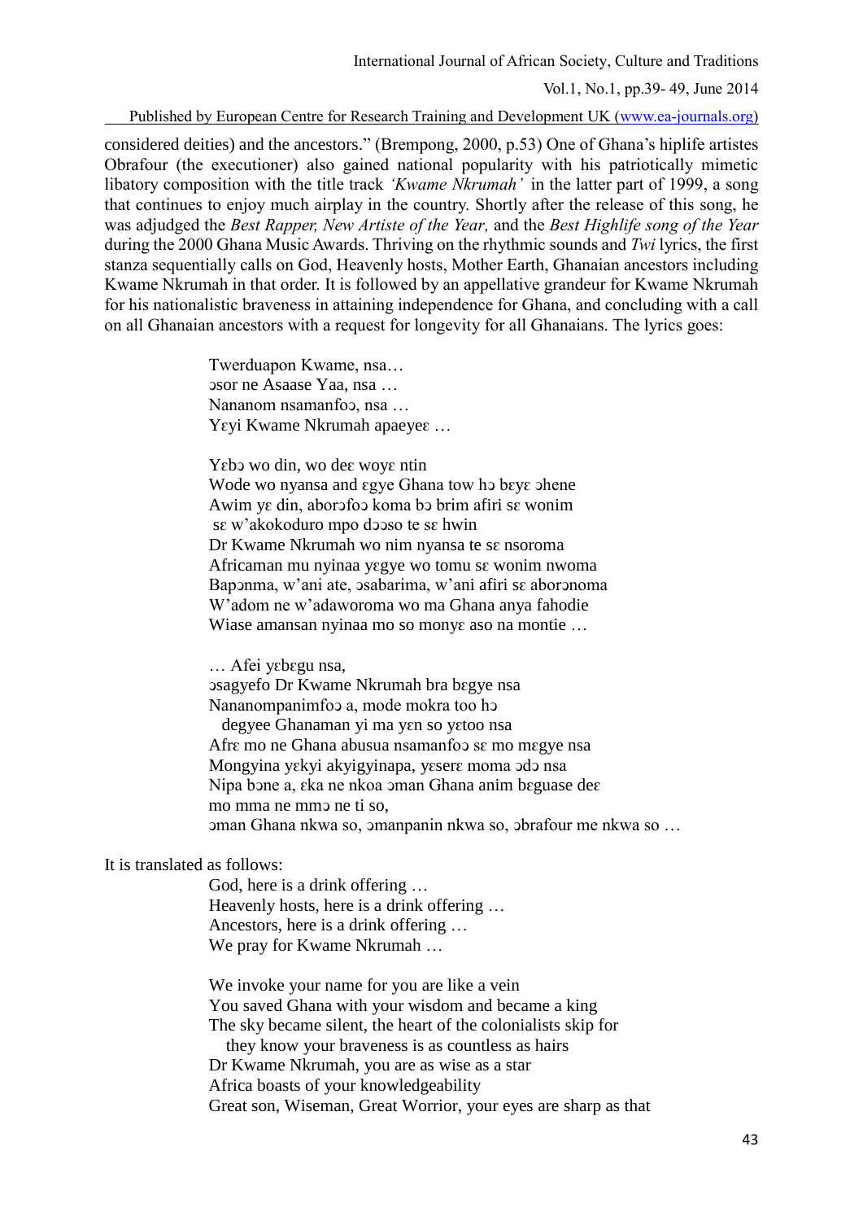considered deities) and the ancestors." (Brempong, 2000, p.53) One of Ghana's hiplife artistes Obrafour (the executioner) also gained national popularity with his patriotically mimetic libatory composition with the title track *'Kwame Nkrumah'* in the latter part of 1999, a song that continues to enjoy much airplay in the country. Shortly after the release of this song, he was adjudged the *Best Rapper, New Artiste of the Year,* and the *Best Highlife song of the Year* during the 2000 Ghana Music Awards. Thriving on the rhythmic sounds and *Twi* lyrics, the first stanza sequentially calls on God, Heavenly hosts, Mother Earth, Ghanaian ancestors including Kwame Nkrumah in that order. It is followed by an appellative grandeur for Kwame Nkrumah for his nationalistic braveness in attaining independence for Ghana, and concluding with a call on all Ghanaian ancestors with a request for longevity for all Ghanaians. The lyrics goes:

> Twerduapon Kwame, nsa…
> ɔsor ne Asaase Yaa, nsa …
> Nananom nsamanfoɔ, nsa …
> Yɛyi Kwame Nkrumah apaeyeɛ …
>
> Yɛbɔ wo din, wo deɛ woyɛ ntin
> Wode wo nyansa and ɛgye Ghana tow hɔ bɛyɛ ɔhene
> Awim yɛ din, aborɔfoɔ koma bɔ brim afiri sɛ wonim
> sɛ w'akokoduro mpo dɔɔso te sɛ hwin
> Dr Kwame Nkrumah wo nim nyansa te sɛ nsoroma
> Africaman mu nyinaa yɛgye wo tomu sɛ wonim nwoma
> Bapɔnma, w'ani ate, ɔsabarima, w'ani afiri sɛ aborɔnoma
> W'adom ne w'adaworoma wo ma Ghana anya fahodie
> Wiase amansan nyinaa mo so monyɛ aso na montie …
>
> … Afei yɛbɛgu nsa,
> ɔsagyefo Dr Kwame Nkrumah bra bɛgye nsa
> Nananompanimfoɔ a, mode mokra too hɔ
> degyee Ghanaman yi ma yɛn so yɛtoo nsa
> Afrɛ mo ne Ghana abusua nsamanfoɔ sɛ mo mɛgye nsa
> Mongyina yɛkyi akyigyinapa, yɛserɛ moma ɔdɔ nsa
> Nipa bɔne a, ɛka ne nkoa ɔman Ghana anim bɛguase deɛ
> mo mma ne mmɔ ne ti so,
> ɔman Ghana nkwa so, ɔmanpanin nkwa so, ɔbrafour me nkwa so …

It is translated as follows:

> God, here is a drink offering …
> Heavenly hosts, here is a drink offering …
> Ancestors, here is a drink offering …
> We pray for Kwame Nkrumah …
>
> We invoke your name for you are like a vein
> You saved Ghana with your wisdom and became a king
> The sky became silent, the heart of the colonialists skip for
> they know your braveness is as countless as hairs
> Dr Kwame Nkrumah, you are as wise as a star
> Africa boasts of your knowledgeability
> Great son, Wiseman, Great Worrior, your eyes are sharp as that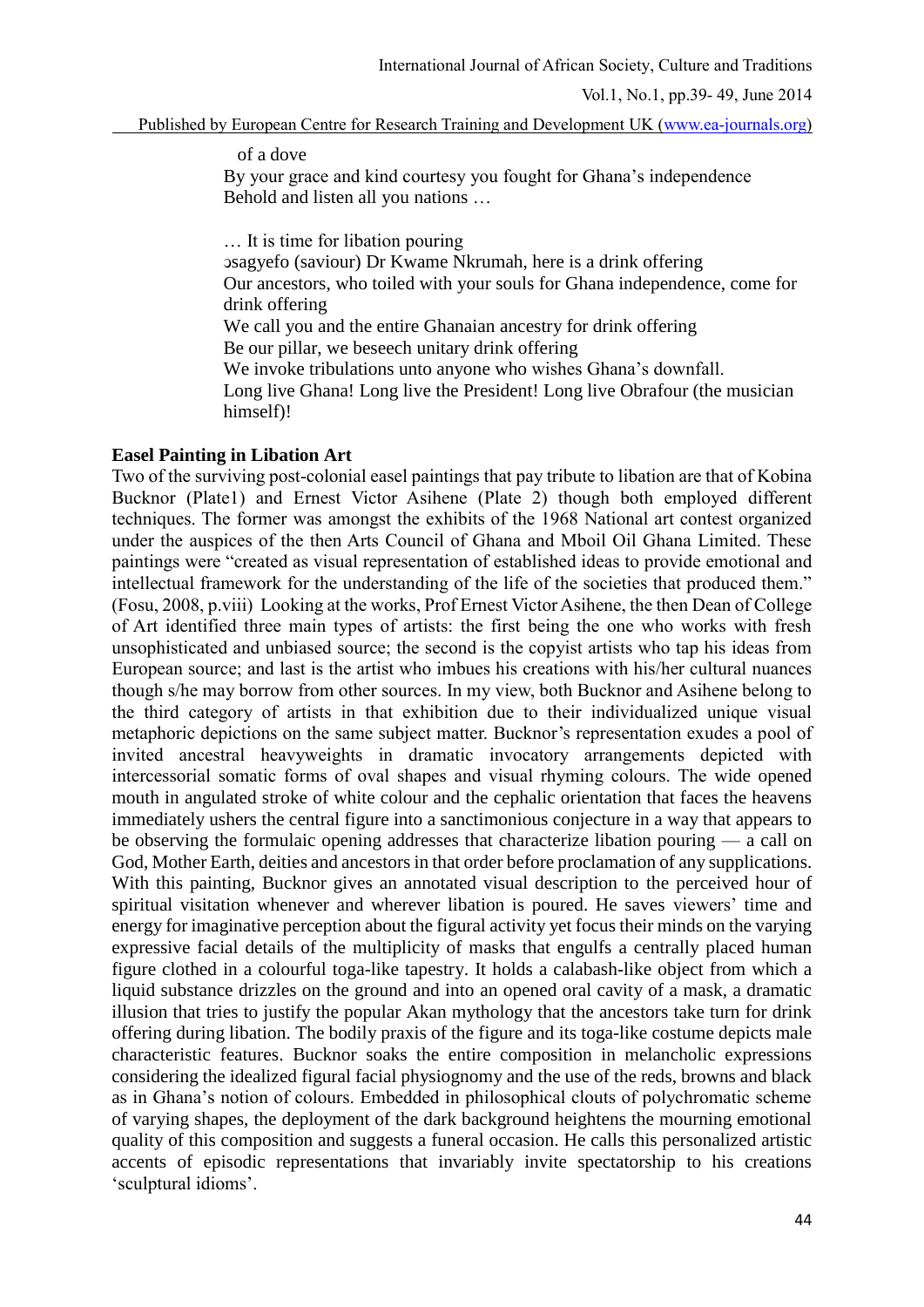of a dove
By your grace and kind courtesy you fought for Ghana's independence
Behold and listen all you nations …

… It is time for libation pouring
ɔsagyefo (saviour) Dr Kwame Nkrumah, here is a drink offering
Our ancestors, who toiled with your souls for Ghana independence, come for drink offering
We call you and the entire Ghanaian ancestry for drink offering
Be our pillar, we beseech unitary drink offering
We invoke tribulations unto anyone who wishes Ghana's downfall.
Long live Ghana! Long live the President! Long live Obrafour (the musician himself)!

**Easel Painting in Libation Art**

Two of the surviving post-colonial easel paintings that pay tribute to libation are that of Kobina Bucknor (Plate1) and Ernest Victor Asihene (Plate 2) though both employed different techniques. The former was amongst the exhibits of the 1968 National art contest organized under the auspices of the then Arts Council of Ghana and Mboil Oil Ghana Limited. These paintings were "created as visual representation of established ideas to provide emotional and intellectual framework for the understanding of the life of the societies that produced them." (Fosu, 2008, p.viii) Looking at the works, Prof Ernest Victor Asihene, the then Dean of College of Art identified three main types of artists: the first being the one who works with fresh unsophisticated and unbiased source; the second is the copyist artists who tap his ideas from European source; and last is the artist who imbues his creations with his/her cultural nuances though s/he may borrow from other sources. In my view, both Bucknor and Asihene belong to the third category of artists in that exhibition due to their individualized unique visual metaphoric depictions on the same subject matter. Bucknor's representation exudes a pool of invited ancestral heavyweights in dramatic invocatory arrangements depicted with intercessorial somatic forms of oval shapes and visual rhyming colours. The wide opened mouth in angulated stroke of white colour and the cephalic orientation that faces the heavens immediately ushers the central figure into a sanctimonious conjecture in a way that appears to be observing the formulaic opening addresses that characterize libation pouring — a call on God, Mother Earth, deities and ancestors in that order before proclamation of any supplications. With this painting, Bucknor gives an annotated visual description to the perceived hour of spiritual visitation whenever and wherever libation is poured. He saves viewers' time and energy for imaginative perception about the figural activity yet focus their minds on the varying expressive facial details of the multiplicity of masks that engulfs a centrally placed human figure clothed in a colourful toga-like tapestry. It holds a calabash-like object from which a liquid substance drizzles on the ground and into an opened oral cavity of a mask, a dramatic illusion that tries to justify the popular Akan mythology that the ancestors take turn for drink offering during libation. The bodily praxis of the figure and its toga-like costume depicts male characteristic features. Bucknor soaks the entire composition in melancholic expressions considering the idealized figural facial physiognomy and the use of the reds, browns and black as in Ghana's notion of colours. Embedded in philosophical clouts of polychromatic scheme of varying shapes, the deployment of the dark background heightens the mourning emotional quality of this composition and suggests a funeral occasion. He calls this personalized artistic accents of episodic representations that invariably invite spectatorship to his creations 'sculptural idioms'.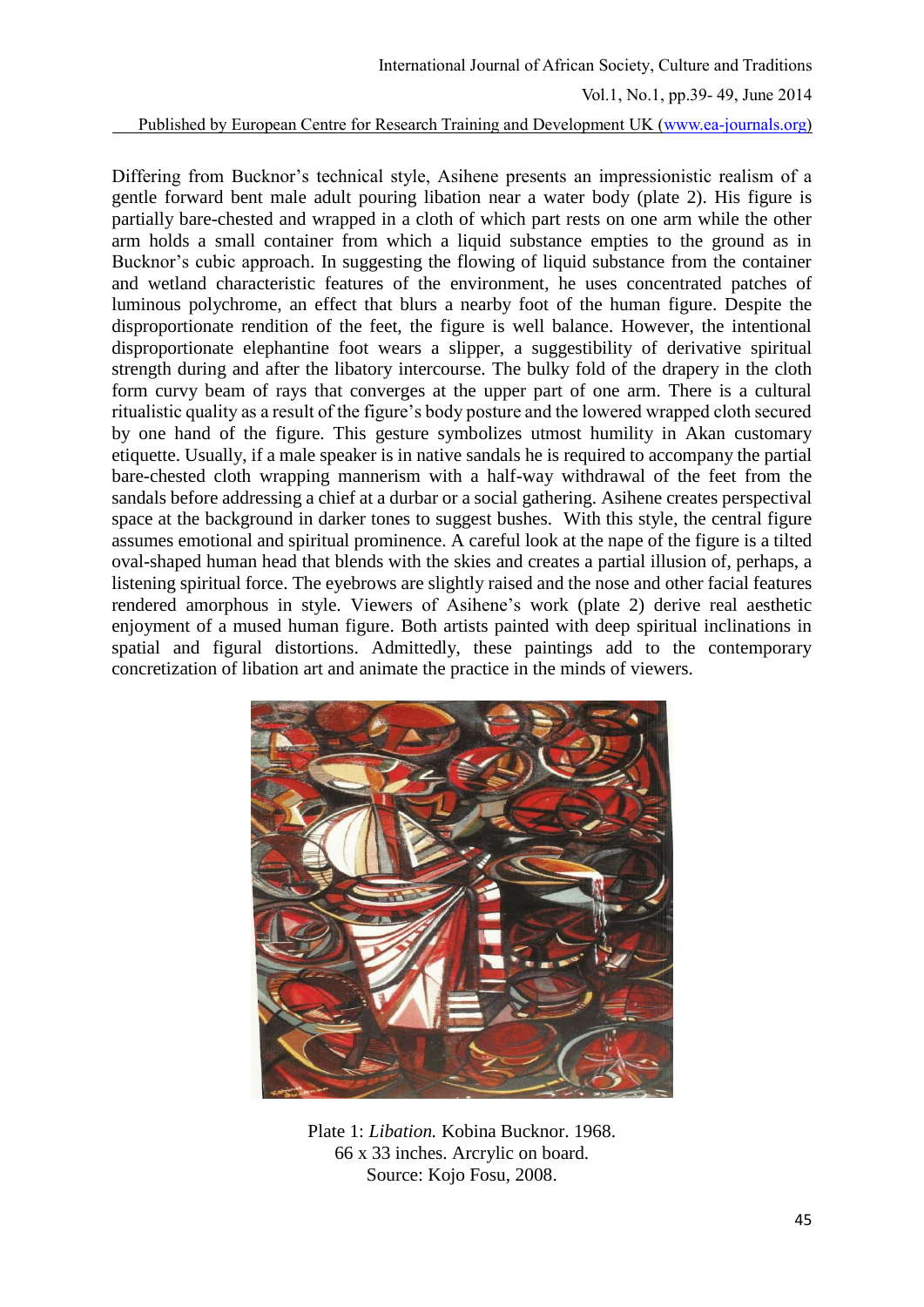Differing from Bucknor's technical style, Asihene presents an impressionistic realism of a gentle forward bent male adult pouring libation near a water body (plate 2). His figure is partially bare-chested and wrapped in a cloth of which part rests on one arm while the other arm holds a small container from which a liquid substance empties to the ground as in Bucknor's cubic approach. In suggesting the flowing of liquid substance from the container and wetland characteristic features of the environment, he uses concentrated patches of luminous polychrome, an effect that blurs a nearby foot of the human figure. Despite the disproportionate rendition of the feet, the figure is well balance. However, the intentional disproportionate elephantine foot wears a slipper, a suggestibility of derivative spiritual strength during and after the libatory intercourse. The bulky fold of the drapery in the cloth form curvy beam of rays that converges at the upper part of one arm. There is a cultural ritualistic quality as a result of the figure's body posture and the lowered wrapped cloth secured by one hand of the figure. This gesture symbolizes utmost humility in Akan customary etiquette. Usually, if a male speaker is in native sandals he is required to accompany the partial bare-chested cloth wrapping mannerism with a half-way withdrawal of the feet from the sandals before addressing a chief at a durbar or a social gathering. Asihene creates perspectival space at the background in darker tones to suggest bushes. With this style, the central figure assumes emotional and spiritual prominence. A careful look at the nape of the figure is a tilted oval-shaped human head that blends with the skies and creates a partial illusion of, perhaps, a listening spiritual force. The eyebrows are slightly raised and the nose and other facial features rendered amorphous in style. Viewers of Asihene's work (plate 2) derive real aesthetic enjoyment of a mused human figure. Both artists painted with deep spiritual inclinations in spatial and figural distortions. Admittedly, these paintings add to the contemporary concretization of libation art and animate the practice in the minds of viewers.

Plate 1: *Libation.* Kobina Bucknor. 1968.
66 x 33 inches. Arcrylic on board.
Source: Kojo Fosu, 2008.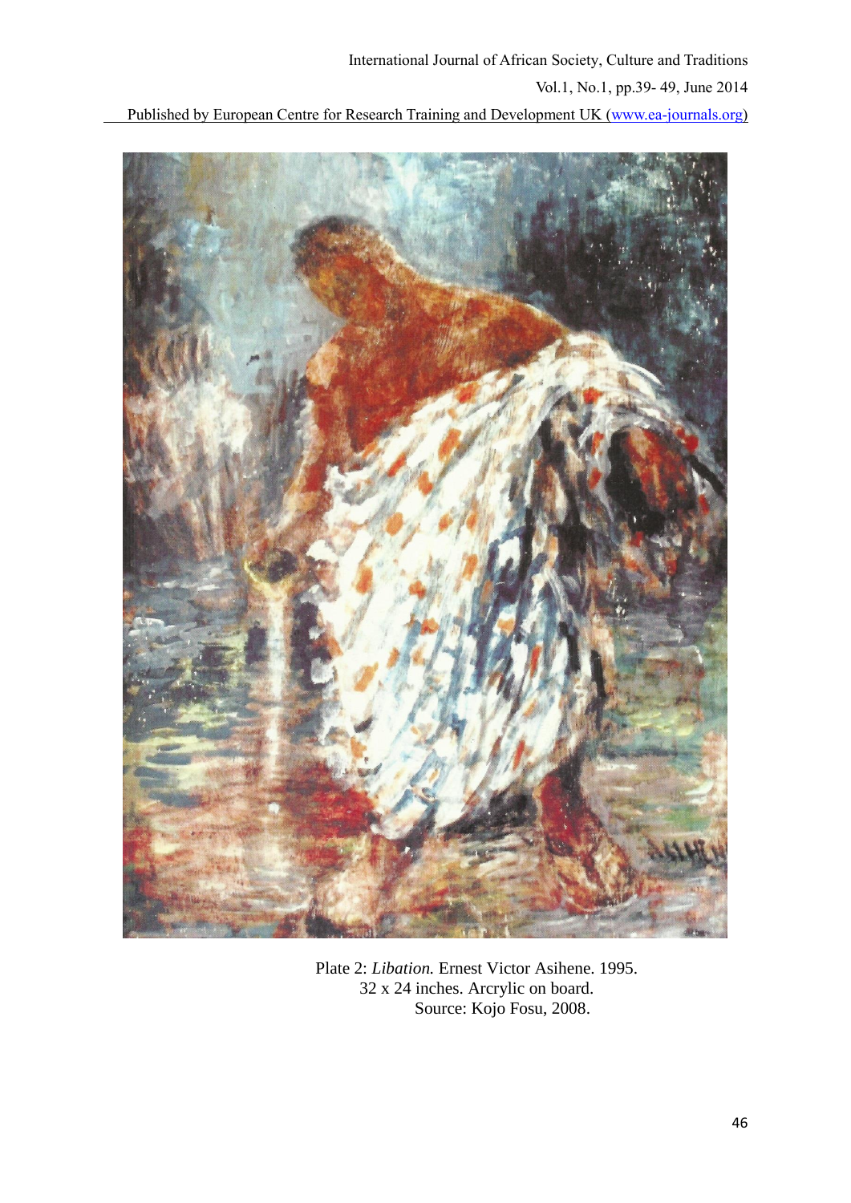Plate 2: *Libation.* Ernest Victor Asihene. 1995.
32 x 24 inches. Arcrylic on board.
Source: Kojo Fosu, 2008.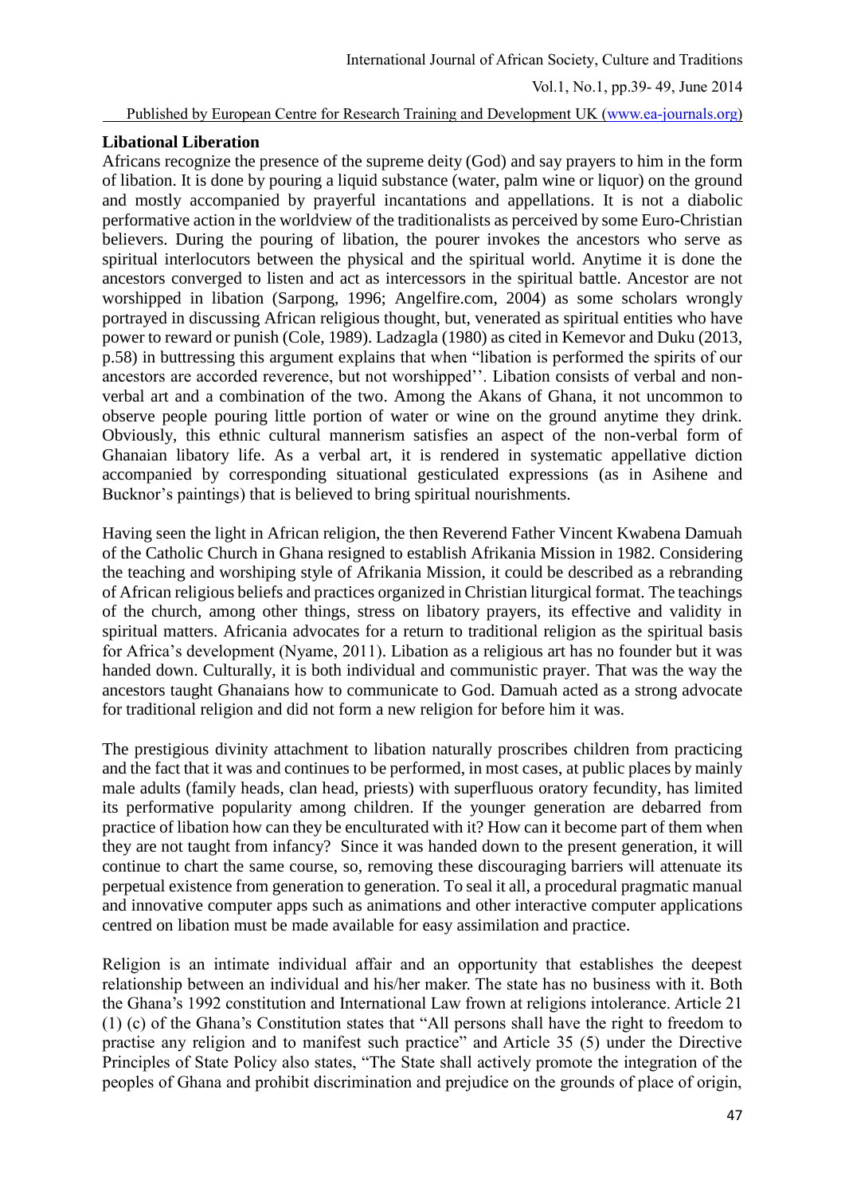**Libational Liberation**

Africans recognize the presence of the supreme deity (God) and say prayers to him in the form of libation. It is done by pouring a liquid substance (water, palm wine or liquor) on the ground and mostly accompanied by prayerful incantations and appellations. It is not a diabolic performative action in the worldview of the traditionalists as perceived by some Euro-Christian believers. During the pouring of libation, the pourer invokes the ancestors who serve as spiritual interlocutors between the physical and the spiritual world. Anytime it is done the ancestors converged to listen and act as intercessors in the spiritual battle. Ancestor are not worshipped in libation (Sarpong, 1996; Angelfire.com, 2004) as some scholars wrongly portrayed in discussing African religious thought, but, venerated as spiritual entities who have power to reward or punish (Cole, 1989). Ladzagla (1980) as cited in Kemevor and Duku (2013, p.58) in buttressing this argument explains that when "libation is performed the spirits of our ancestors are accorded reverence, but not worshipped''. Libation consists of verbal and non-verbal art and a combination of the two. Among the Akans of Ghana, it not uncommon to observe people pouring little portion of water or wine on the ground anytime they drink. Obviously, this ethnic cultural mannerism satisfies an aspect of the non-verbal form of Ghanaian libatory life. As a verbal art, it is rendered in systematic appellative diction accompanied by corresponding situational gesticulated expressions (as in Asihene and Bucknor's paintings) that is believed to bring spiritual nourishments.

Having seen the light in African religion, the then Reverend Father Vincent Kwabena Damuah of the Catholic Church in Ghana resigned to establish Afrikania Mission in 1982. Considering the teaching and worshiping style of Afrikania Mission, it could be described as a rebranding of African religious beliefs and practices organized in Christian liturgical format. The teachings of the church, among other things, stress on libatory prayers, its effective and validity in spiritual matters. Africania advocates for a return to traditional religion as the spiritual basis for Africa's development (Nyame, 2011). Libation as a religious art has no founder but it was handed down. Culturally, it is both individual and communistic prayer. That was the way the ancestors taught Ghanaians how to communicate to God. Damuah acted as a strong advocate for traditional religion and did not form a new religion for before him it was.

The prestigious divinity attachment to libation naturally proscribes children from practicing and the fact that it was and continues to be performed, in most cases, at public places by mainly male adults (family heads, clan head, priests) with superfluous oratory fecundity, has limited its performative popularity among children. If the younger generation are debarred from practice of libation how can they be enculturated with it? How can it become part of them when they are not taught from infancy? Since it was handed down to the present generation, it will continue to chart the same course, so, removing these discouraging barriers will attenuate its perpetual existence from generation to generation. To seal it all, a procedural pragmatic manual and innovative computer apps such as animations and other interactive computer applications centred on libation must be made available for easy assimilation and practice.

Religion is an intimate individual affair and an opportunity that establishes the deepest relationship between an individual and his/her maker. The state has no business with it. Both the Ghana's 1992 constitution and International Law frown at religions intolerance. Article 21 (1) (c) of the Ghana's Constitution states that "All persons shall have the right to freedom to practise any religion and to manifest such practice" and Article 35 (5) under the Directive Principles of State Policy also states, "The State shall actively promote the integration of the peoples of Ghana and prohibit discrimination and prejudice on the grounds of place of origin,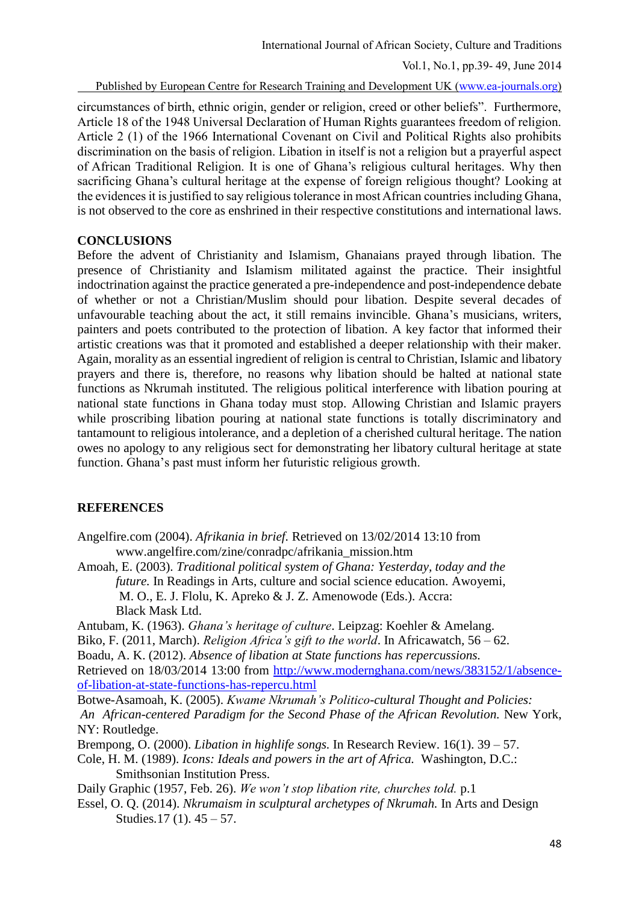circumstances of birth, ethnic origin, gender or religion, creed or other beliefs". Furthermore, Article 18 of the 1948 Universal Declaration of Human Rights guarantees freedom of religion. Article 2 (1) of the 1966 International Covenant on Civil and Political Rights also prohibits discrimination on the basis of religion. Libation in itself is not a religion but a prayerful aspect of African Traditional Religion. It is one of Ghana's religious cultural heritages. Why then sacrificing Ghana's cultural heritage at the expense of foreign religious thought? Looking at the evidences it is justified to say religious tolerance in most African countries including Ghana, is not observed to the core as enshrined in their respective constitutions and international laws.

## CONCLUSIONS

Before the advent of Christianity and Islamism, Ghanaians prayed through libation. The presence of Christianity and Islamism militated against the practice. Their insightful indoctrination against the practice generated a pre-independence and post-independence debate of whether or not a Christian/Muslim should pour libation. Despite several decades of unfavourable teaching about the act, it still remains invincible. Ghana's musicians, writers, painters and poets contributed to the protection of libation. A key factor that informed their artistic creations was that it promoted and established a deeper relationship with their maker. Again, morality as an essential ingredient of religion is central to Christian, Islamic and libatory prayers and there is, therefore, no reasons why libation should be halted at national state functions as Nkrumah instituted. The religious political interference with libation pouring at national state functions in Ghana today must stop. Allowing Christian and Islamic prayers while proscribing libation pouring at national state functions is totally discriminatory and tantamount to religious intolerance, and a depletion of a cherished cultural heritage. The nation owes no apology to any religious sect for demonstrating her libatory cultural heritage at state function. Ghana's past must inform her futuristic religious growth.

## REFERENCES

Angelfire.com (2004). *Afrikania in brief.* Retrieved on 13/02/2014 13:10 from www.angelfire.com/zine/conradpc/afrikania_mission.htm

Amoah, E. (2003). *Traditional political system of Ghana: Yesterday, today and the future.* In Readings in Arts, culture and social science education. Awoyemi, M. O., E. J. Flolu, K. Apreko & J. Z. Amenowode (Eds.). Accra: Black Mask Ltd.

Antubam, K. (1963). *Ghana's heritage of culture*. Leipzag: Koehler & Amelang.

Biko, F. (2011, March). *Religion Africa's gift to the world*. In Africawatch, 56 – 62.

Boadu, A. K. (2012). *Absence of libation at State functions has repercussions.* Retrieved on 18/03/2014 13:00 from http://www.modernghana.com/news/383152/1/absence-of-libation-at-state-functions-has-repercu.html

Botwe-Asamoah, K. (2005). *Kwame Nkrumah's Politico-cultural Thought and Policies: An African-centered Paradigm for the Second Phase of the African Revolution.* New York, NY: Routledge.

Brempong, O. (2000). *Libation in highlife songs.* In Research Review. 16(1). 39 – 57.

Cole, H. M. (1989). *Icons: Ideals and powers in the art of Africa.* Washington, D.C.: Smithsonian Institution Press.

Daily Graphic (1957, Feb. 26). *We won't stop libation rite, churches told.* p.1

Essel, O. Q. (2014). *Nkrumaism in sculptural archetypes of Nkrumah.* In Arts and Design Studies.17 (1). 45 – 57.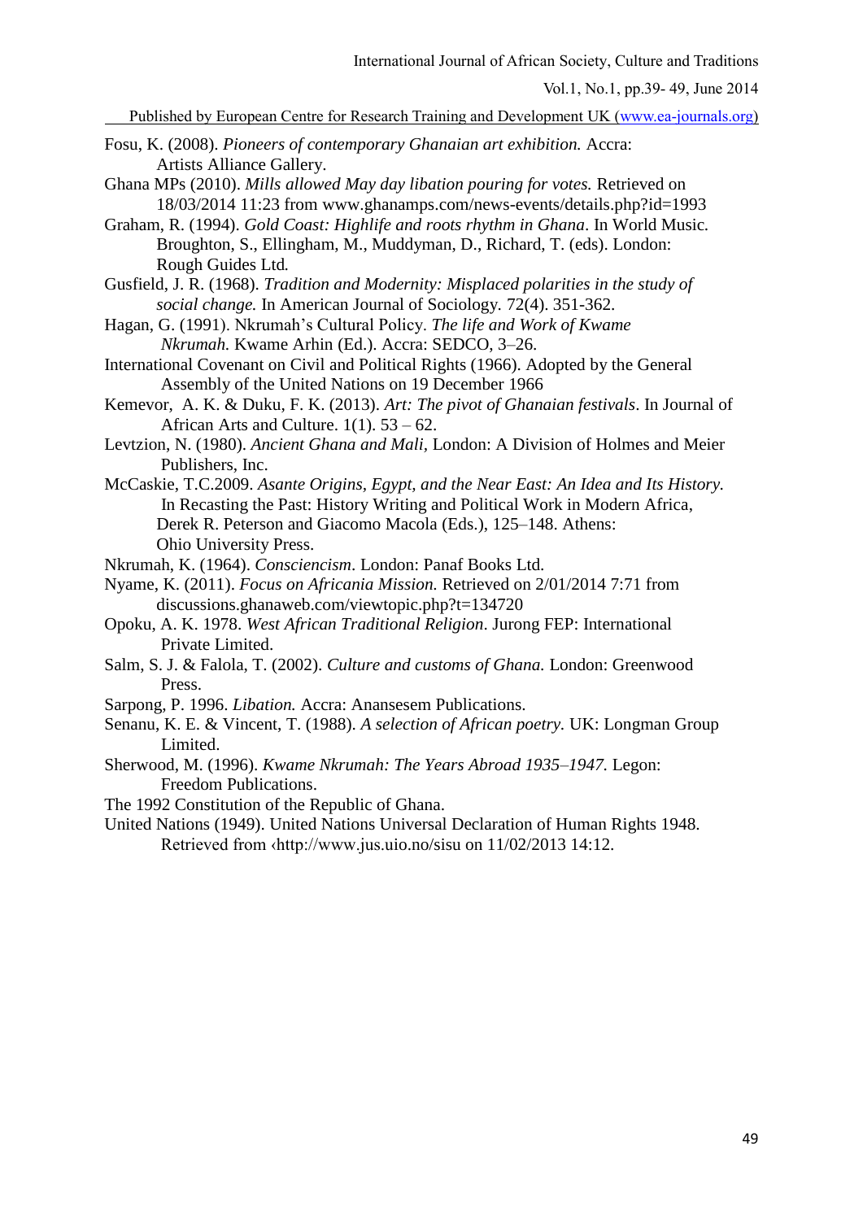Fosu, K. (2008). *Pioneers of contemporary Ghanaian art exhibition.* Accra: Artists Alliance Gallery.

Ghana MPs (2010). *Mills allowed May day libation pouring for votes.* Retrieved on 18/03/2014 11:23 from www.ghanamps.com/news-events/details.php?id=1993

Graham, R. (1994). *Gold Coast: Highlife and roots rhythm in Ghana*. In World Music. Broughton, S., Ellingham, M., Muddyman, D., Richard, T. (eds). London: Rough Guides Ltd.

Gusfield, J. R. (1968). *Tradition and Modernity: Misplaced polarities in the study of social change.* In American Journal of Sociology. 72(4). 351-362.

Hagan, G. (1991). Nkrumah's Cultural Policy. *The life and Work of Kwame Nkrumah.* Kwame Arhin (Ed.). Accra: SEDCO, 3–26.

International Covenant on Civil and Political Rights (1966). Adopted by the General Assembly of the United Nations on 19 December 1966

Kemevor, A. K. & Duku, F. K. (2013). *Art: The pivot of Ghanaian festivals*. In Journal of African Arts and Culture. 1(1). 53 – 62.

Levtzion, N. (1980). *Ancient Ghana and Mali,* London: A Division of Holmes and Meier Publishers, Inc.

McCaskie, T.C.2009. *Asante Origins, Egypt, and the Near East: An Idea and Its History.* In Recasting the Past: History Writing and Political Work in Modern Africa, Derek R. Peterson and Giacomo Macola (Eds.), 125–148. Athens: Ohio University Press.

Nkrumah, K. (1964). *Consciencism*. London: Panaf Books Ltd.

Nyame, K. (2011). *Focus on Africania Mission.* Retrieved on 2/01/2014 7:71 from discussions.ghanaweb.com/viewtopic.php?t=134720

Opoku, A. K. 1978. *West African Traditional Religion*. Jurong FEP: International Private Limited.

Salm, S. J. & Falola, T. (2002). *Culture and customs of Ghana.* London: Greenwood Press.

Sarpong, P. 1996. *Libation.* Accra: Anansesem Publications.

Senanu, K. E. & Vincent, T. (1988). *A selection of African poetry.* UK: Longman Group Limited.

Sherwood, M. (1996). *Kwame Nkrumah: The Years Abroad 1935–1947.* Legon: Freedom Publications.

The 1992 Constitution of the Republic of Ghana.

United Nations (1949). United Nations Universal Declaration of Human Rights 1948. Retrieved from ‹http://www.jus.uio.no/sisu on 11/02/2013 14:12.